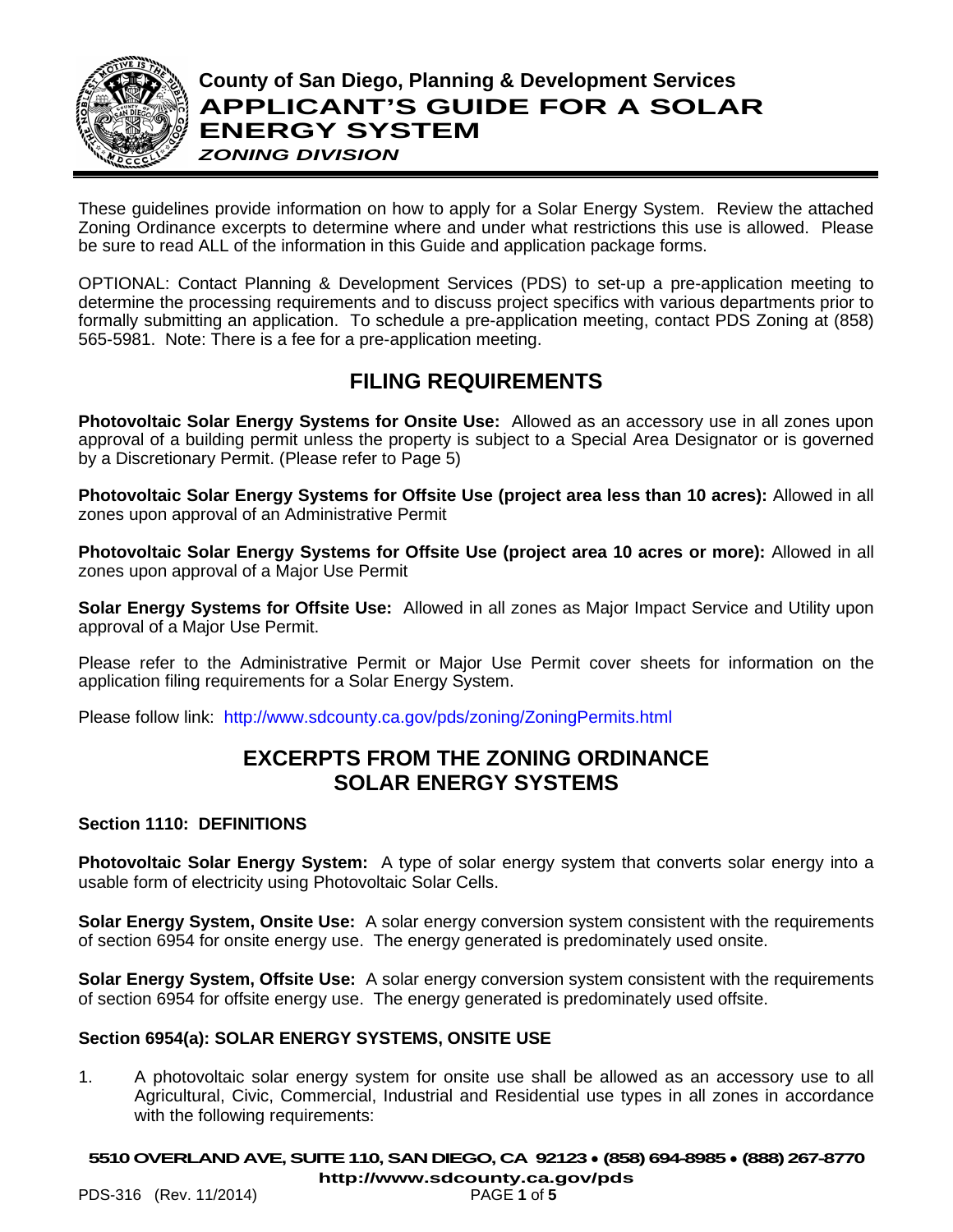# County of San Diego, Planning & Development Services

# APPLICANT'S GUIDE FOR A SOLAR ENERGY SYSTEM

***ZONING DIVISION***

These guidelines provide information on how to apply for a Solar Energy System. Review the attached Zoning Ordinance excerpts to determine where and under what restrictions this use is allowed. Please be sure to read ALL of the information in this Guide and application package forms.

OPTIONAL: Contact Planning & Development Services (PDS) to set-up a pre-application meeting to determine the processing requirements and to discuss project specifics with various departments prior to formally submitting an application. To schedule a pre-application meeting, contact PDS Zoning at (858) 565-5981. Note: There is a fee for a pre-application meeting.

## FILING REQUIREMENTS

**Photovoltaic Solar Energy Systems for Onsite Use:** Allowed as an accessory use in all zones upon approval of a building permit unless the property is subject to a Special Area Designator or is governed by a Discretionary Permit. (Please refer to Page 5)

**Photovoltaic Solar Energy Systems for Offsite Use (project area less than 10 acres):** Allowed in all zones upon approval of an Administrative Permit

**Photovoltaic Solar Energy Systems for Offsite Use (project area 10 acres or more):** Allowed in all zones upon approval of a Major Use Permit

**Solar Energy Systems for Offsite Use:** Allowed in all zones as Major Impact Service and Utility upon approval of a Major Use Permit.

Please refer to the Administrative Permit or Major Use Permit cover sheets for information on the application filing requirements for a Solar Energy System.

Please follow link: http://www.sdcounty.ca.gov/pds/zoning/ZoningPermits.html

## EXCERPTS FROM THE ZONING ORDINANCE SOLAR ENERGY SYSTEMS

### Section 1110: DEFINITIONS

**Photovoltaic Solar Energy System:** A type of solar energy system that converts solar energy into a usable form of electricity using Photovoltaic Solar Cells.

**Solar Energy System, Onsite Use:** A solar energy conversion system consistent with the requirements of section 6954 for onsite energy use. The energy generated is predominately used onsite.

**Solar Energy System, Offsite Use:** A solar energy conversion system consistent with the requirements of section 6954 for offsite energy use. The energy generated is predominately used offsite.

### Section 6954(a): SOLAR ENERGY SYSTEMS, ONSITE USE

1. A photovoltaic solar energy system for onsite use shall be allowed as an accessory use to all Agricultural, Civic, Commercial, Industrial and Residential use types in all zones in accordance with the following requirements: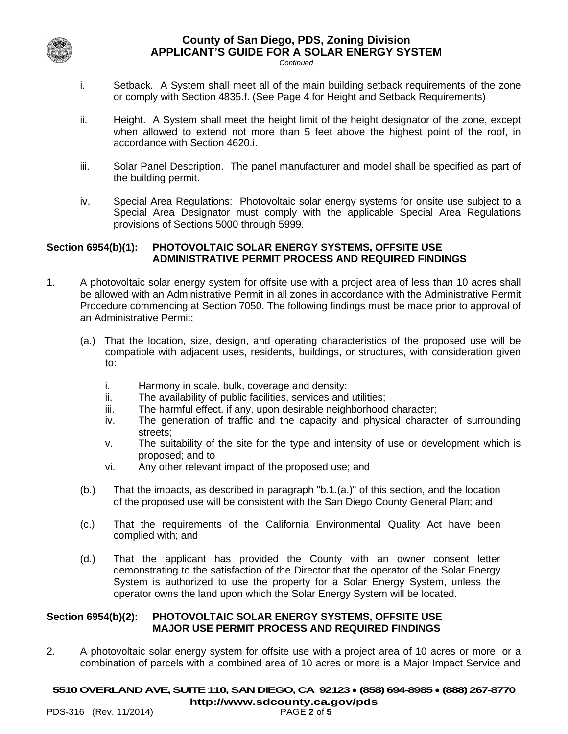i. Setback. A System shall meet all of the main building setback requirements of the zone or comply with Section 4835.f. (See Page 4 for Height and Setback Requirements)

ii. Height. A System shall meet the height limit of the height designator of the zone, except when allowed to extend not more than 5 feet above the highest point of the roof, in accordance with Section 4620.i.

iii. Solar Panel Description. The panel manufacturer and model shall be specified as part of the building permit.

iv. Special Area Regulations: Photovoltaic solar energy systems for onsite use subject to a Special Area Designator must comply with the applicable Special Area Regulations provisions of Sections 5000 through 5999.

**Section 6954(b)(1): PHOTOVOLTAIC SOLAR ENERGY SYSTEMS, OFFSITE USE ADMINISTRATIVE PERMIT PROCESS AND REQUIRED FINDINGS**

1. A photovoltaic solar energy system for offsite use with a project area of less than 10 acres shall be allowed with an Administrative Permit in all zones in accordance with the Administrative Permit Procedure commencing at Section 7050. The following findings must be made prior to approval of an Administrative Permit:

   (a.) That the location, size, design, and operating characteristics of the proposed use will be compatible with adjacent uses, residents, buildings, or structures, with consideration given to:

   i. Harmony in scale, bulk, coverage and density;
   ii. The availability of public facilities, services and utilities;
   iii. The harmful effect, if any, upon desirable neighborhood character;
   iv. The generation of traffic and the capacity and physical character of surrounding streets;
   v. The suitability of the site for the type and intensity of use or development which is proposed; and to
   vi. Any other relevant impact of the proposed use; and

   (b.) That the impacts, as described in paragraph "b.1.(a.)" of this section, and the location of the proposed use will be consistent with the San Diego County General Plan; and

   (c.) That the requirements of the California Environmental Quality Act have been complied with; and

   (d.) That the applicant has provided the County with an owner consent letter demonstrating to the satisfaction of the Director that the operator of the Solar Energy System is authorized to use the property for a Solar Energy System, unless the operator owns the land upon which the Solar Energy System will be located.

**Section 6954(b)(2): PHOTOVOLTAIC SOLAR ENERGY SYSTEMS, OFFSITE USE MAJOR USE PERMIT PROCESS AND REQUIRED FINDINGS**

2. A photovoltaic solar energy system for offsite use with a project area of 10 acres or more, or a combination of parcels with a combined area of 10 acres or more is a Major Impact Service and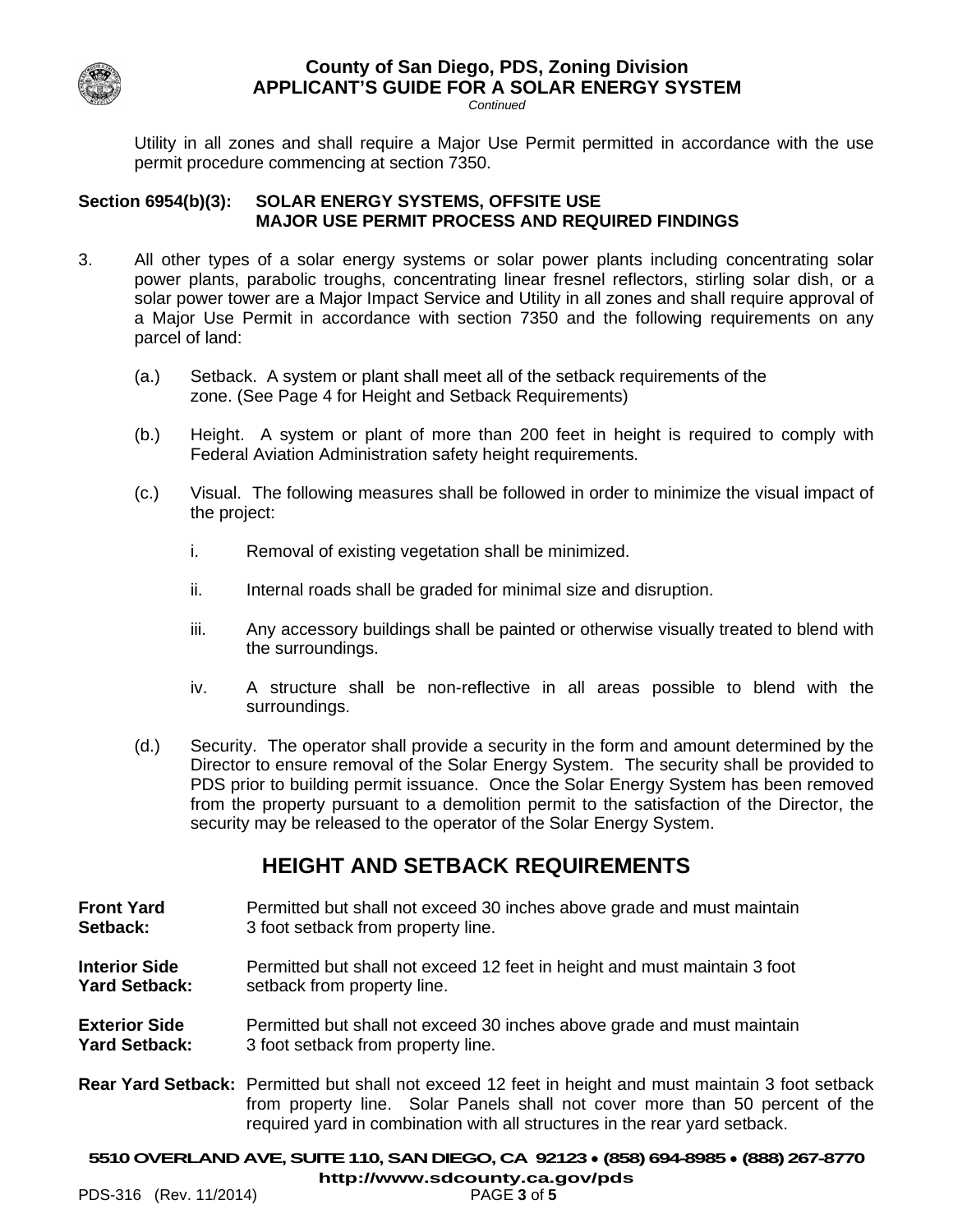Utility in all zones and shall require a Major Use Permit permitted in accordance with the use permit procedure commencing at section 7350.

**Section 6954(b)(3): SOLAR ENERGY SYSTEMS, OFFSITE USE MAJOR USE PERMIT PROCESS AND REQUIRED FINDINGS**

3. All other types of a solar energy systems or solar power plants including concentrating solar power plants, parabolic troughs, concentrating linear fresnel reflectors, stirling solar dish, or a solar power tower are a Major Impact Service and Utility in all zones and shall require approval of a Major Use Permit in accordance with section 7350 and the following requirements on any parcel of land:

   (a.) Setback. A system or plant shall meet all of the setback requirements of the zone. (See Page 4 for Height and Setback Requirements)

   (b.) Height. A system or plant of more than 200 feet in height is required to comply with Federal Aviation Administration safety height requirements.

   (c.) Visual. The following measures shall be followed in order to minimize the visual impact of the project:

      i. Removal of existing vegetation shall be minimized.

      ii. Internal roads shall be graded for minimal size and disruption.

      iii. Any accessory buildings shall be painted or otherwise visually treated to blend with the surroundings.

      iv. A structure shall be non-reflective in all areas possible to blend with the surroundings.

   (d.) Security. The operator shall provide a security in the form and amount determined by the Director to ensure removal of the Solar Energy System. The security shall be provided to PDS prior to building permit issuance. Once the Solar Energy System has been removed from the property pursuant to a demolition permit to the satisfaction of the Director, the security may be released to the operator of the Solar Energy System.

## HEIGHT AND SETBACK REQUIREMENTS

**Front Yard Setback:** Permitted but shall not exceed 30 inches above grade and must maintain 3 foot setback from property line.

**Interior Side Yard Setback:** Permitted but shall not exceed 12 feet in height and must maintain 3 foot setback from property line.

**Exterior Side Yard Setback:** Permitted but shall not exceed 30 inches above grade and must maintain 3 foot setback from property line.

**Rear Yard Setback:** Permitted but shall not exceed 12 feet in height and must maintain 3 foot setback from property line. Solar Panels shall not cover more than 50 percent of the required yard in combination with all structures in the rear yard setback.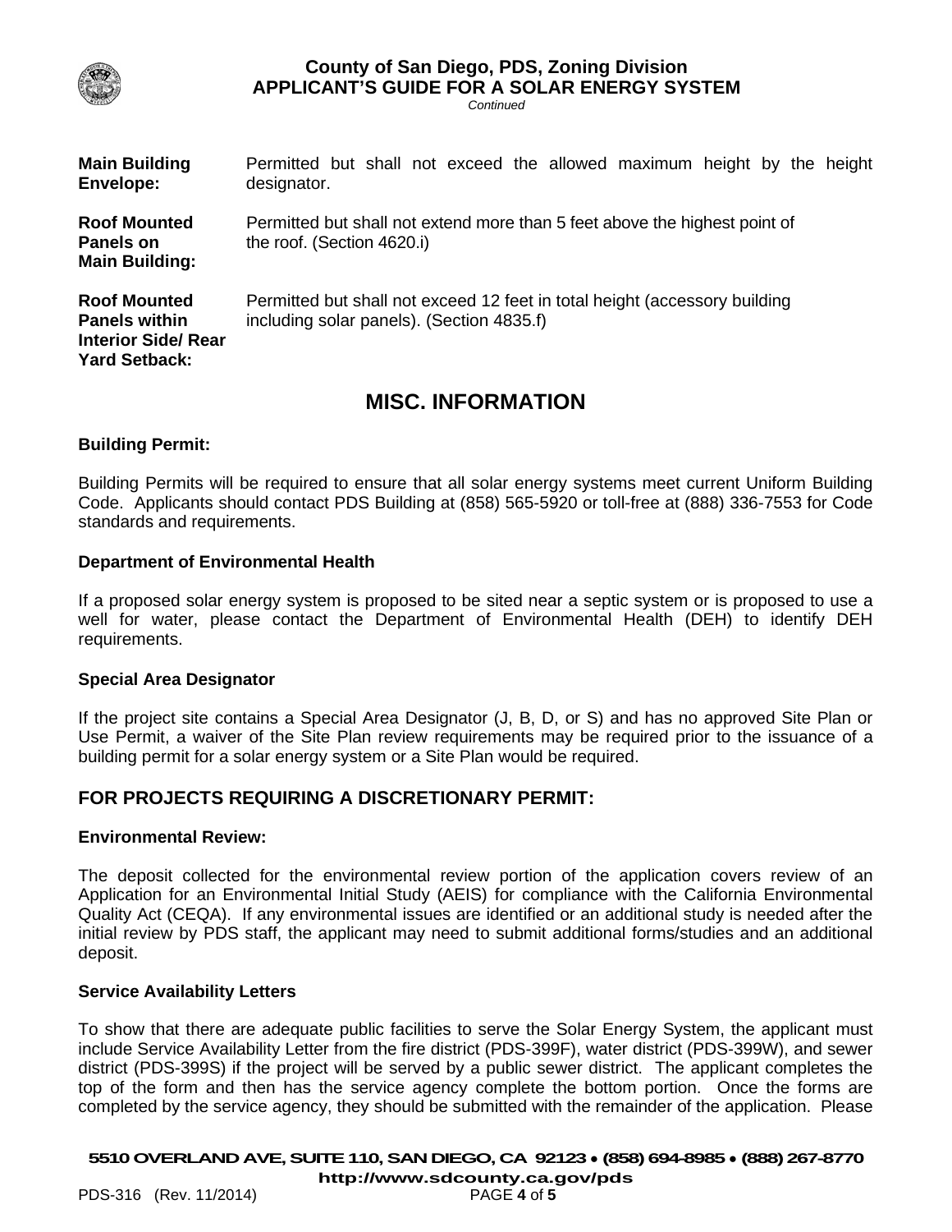| | |
|---|---|
| **Main Building Envelope:** | Permitted but shall not exceed the allowed maximum height by the height designator. |
| **Roof Mounted Panels on Main Building:** | Permitted but shall not extend more than 5 feet above the highest point of the roof. (Section 4620.i) |
| **Roof Mounted Panels within Interior Side/ Rear Yard Setback:** | Permitted but shall not exceed 12 feet in total height (accessory building including solar panels). (Section 4835.f) |

## MISC. INFORMATION

**Building Permit:**

Building Permits will be required to ensure that all solar energy systems meet current Uniform Building Code. Applicants should contact PDS Building at (858) 565-5920 or toll-free at (888) 336-7553 for Code standards and requirements.

**Department of Environmental Health**

If a proposed solar energy system is proposed to be sited near a septic system or is proposed to use a well for water, please contact the Department of Environmental Health (DEH) to identify DEH requirements.

**Special Area Designator**

If the project site contains a Special Area Designator (J, B, D, or S) and has no approved Site Plan or Use Permit, a waiver of the Site Plan review requirements may be required prior to the issuance of a building permit for a solar energy system or a Site Plan would be required.

### FOR PROJECTS REQUIRING A DISCRETIONARY PERMIT:

**Environmental Review:**

The deposit collected for the environmental review portion of the application covers review of an Application for an Environmental Initial Study (AEIS) for compliance with the California Environmental Quality Act (CEQA). If any environmental issues are identified or an additional study is needed after the initial review by PDS staff, the applicant may need to submit additional forms/studies and an additional deposit.

**Service Availability Letters**

To show that there are adequate public facilities to serve the Solar Energy System, the applicant must include Service Availability Letter from the fire district (PDS-399F), water district (PDS-399W), and sewer district (PDS-399S) if the project will be served by a public sewer district. The applicant completes the top of the form and then has the service agency complete the bottom portion. Once the forms are completed by the service agency, they should be submitted with the remainder of the application. Please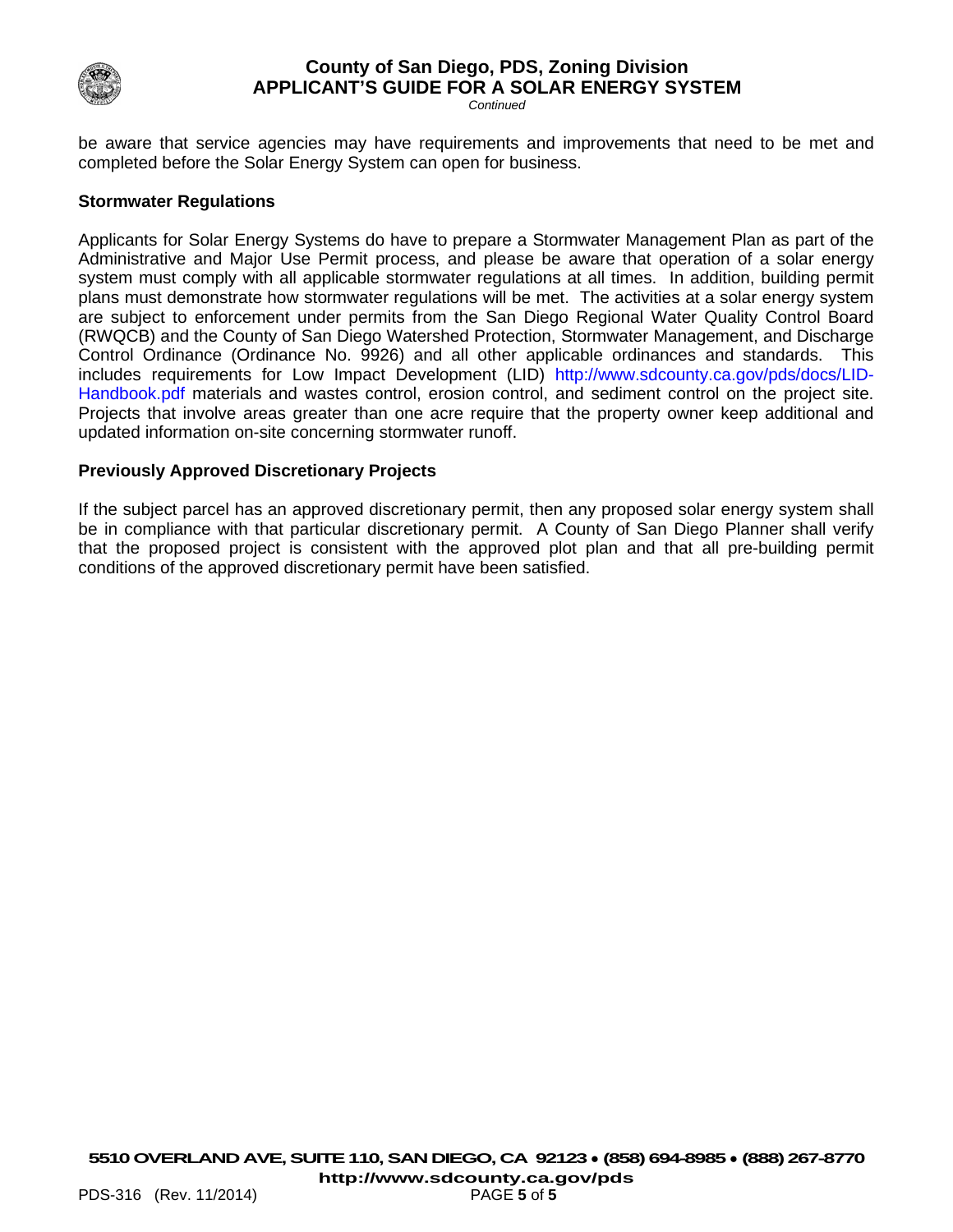be aware that service agencies may have requirements and improvements that need to be met and completed before the Solar Energy System can open for business.

### Stormwater Regulations

Applicants for Solar Energy Systems do have to prepare a Stormwater Management Plan as part of the Administrative and Major Use Permit process, and please be aware that operation of a solar energy system must comply with all applicable stormwater regulations at all times. In addition, building permit plans must demonstrate how stormwater regulations will be met. The activities at a solar energy system are subject to enforcement under permits from the San Diego Regional Water Quality Control Board (RWQCB) and the County of San Diego Watershed Protection, Stormwater Management, and Discharge Control Ordinance (Ordinance No. 9926) and all other applicable ordinances and standards. This includes requirements for Low Impact Development (LID) http://www.sdcounty.ca.gov/pds/docs/LID-Handbook.pdf materials and wastes control, erosion control, and sediment control on the project site. Projects that involve areas greater than one acre require that the property owner keep additional and updated information on-site concerning stormwater runoff.

### Previously Approved Discretionary Projects

If the subject parcel has an approved discretionary permit, then any proposed solar energy system shall be in compliance with that particular discretionary permit. A County of San Diego Planner shall verify that the proposed project is consistent with the approved plot plan and that all pre-building permit conditions of the approved discretionary permit have been satisfied.